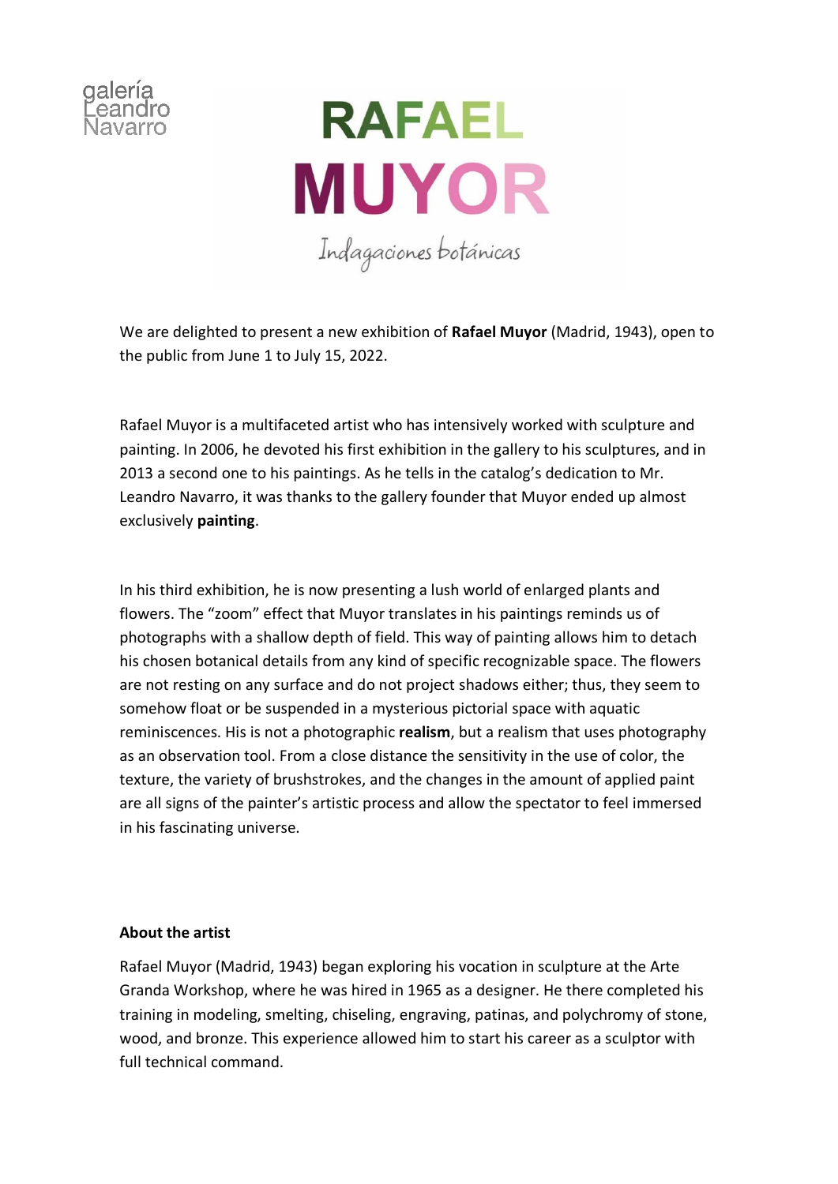galería Leandro Navarro

# RAFAEL MUYOR

*Indagaciones botánicas*

We are delighted to present a new exhibition of **Rafael Muyor** (Madrid, 1943), open to the public from June 1 to July 15, 2022.

Rafael Muyor is a multifaceted artist who has intensively worked with sculpture and painting. In 2006, he devoted his first exhibition in the gallery to his sculptures, and in 2013 a second one to his paintings. As he tells in the catalog's dedication to Mr. Leandro Navarro, it was thanks to the gallery founder that Muyor ended up almost exclusively **painting**.

In his third exhibition, he is now presenting a lush world of enlarged plants and flowers. The "zoom" effect that Muyor translates in his paintings reminds us of photographs with a shallow depth of field. This way of painting allows him to detach his chosen botanical details from any kind of specific recognizable space. The flowers are not resting on any surface and do not project shadows either; thus, they seem to somehow float or be suspended in a mysterious pictorial space with aquatic reminiscences. His is not a photographic **realism**, but a realism that uses photography as an observation tool. From a close distance the sensitivity in the use of color, the texture, the variety of brushstrokes, and the changes in the amount of applied paint are all signs of the painter's artistic process and allow the spectator to feel immersed in his fascinating universe.

## About the artist

Rafael Muyor (Madrid, 1943) began exploring his vocation in sculpture at the Arte Granda Workshop, where he was hired in 1965 as a designer. He there completed his training in modeling, smelting, chiseling, engraving, patinas, and polychromy of stone, wood, and bronze. This experience allowed him to start his career as a sculptor with full technical command.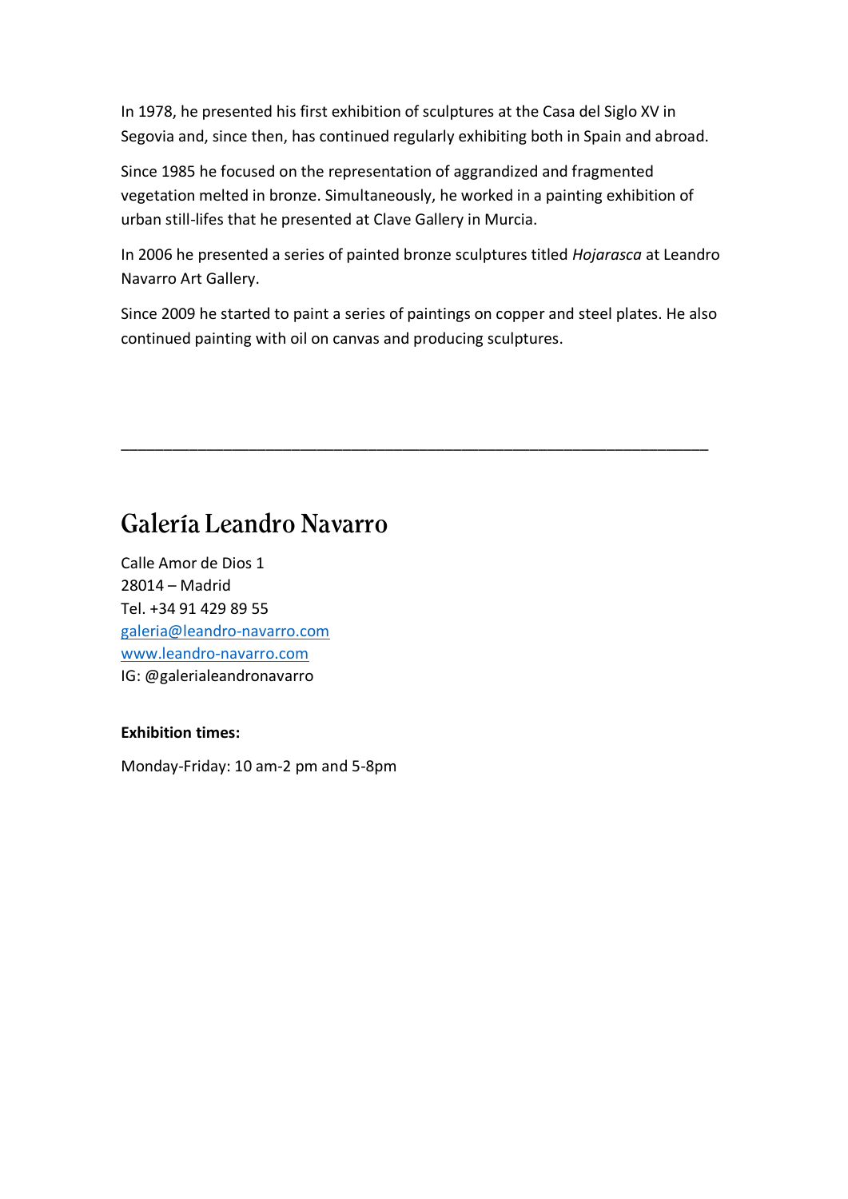In 1978, he presented his first exhibition of sculptures at the Casa del Siglo XV in Segovia and, since then, has continued regularly exhibiting both in Spain and abroad.

Since 1985 he focused on the representation of aggrandized and fragmented vegetation melted in bronze. Simultaneously, he worked in a painting exhibition of urban still-lifes that he presented at Clave Gallery in Murcia.

In 2006 he presented a series of painted bronze sculptures titled *Hojarasca* at Leandro Navarro Art Gallery.

Since 2009 he started to paint a series of paintings on copper and steel plates. He also continued painting with oil on canvas and producing sculptures.

---

## Galería Leandro Navarro

Calle Amor de Dios 1
28014 – Madrid
Tel. +34 91 429 89 55
galeria@leandro-navarro.com
www.leandro-navarro.com
IG: @galerialeandronavarro

**Exhibition times:**

Monday-Friday: 10 am-2 pm and 5-8pm